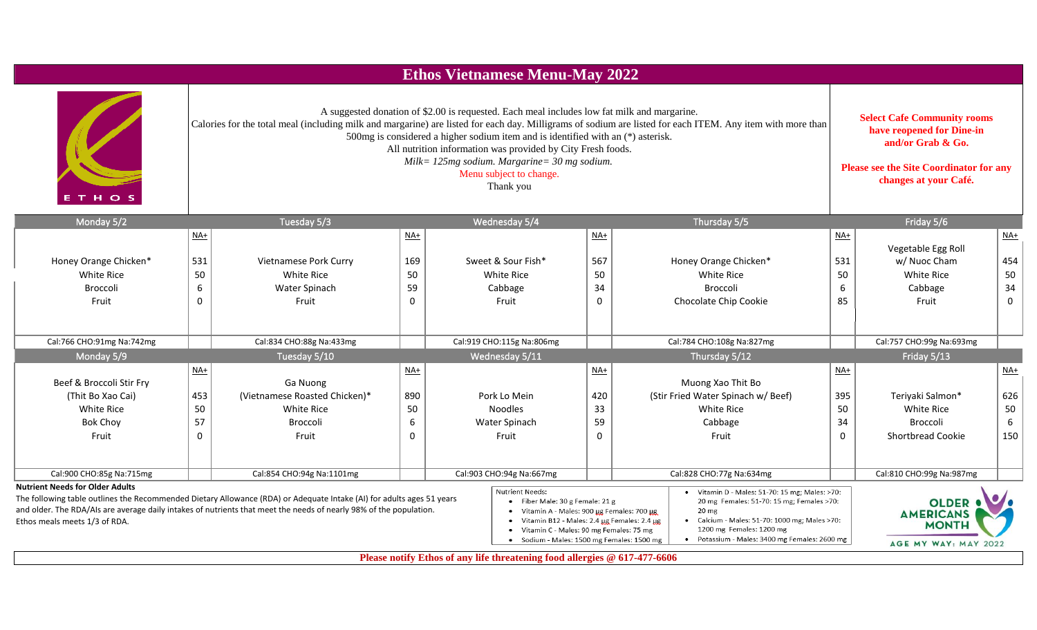# Ethos Vietnamese Menu-May 2022

ETHOS

A suggested donation of $2.00 is requested. Each meal includes low fat milk and margarine.
Calories for the total meal (including milk and margarine) are listed for each day. Milligrams of sodium are listed for each ITEM. Any item with more than 500mg is considered a higher sodium item and is identified with an (*) asterisk.
All nutrition information was provided by City Fresh foods.
*Milk= 125mg sodium. Margarine= 30 mg sodium.*
Menu subject to change.
Thank you

**Select Cafe Community rooms have reopened for Dine-in and/or Grab & Go.**

**Please see the Site Coordinator for any changes at your Café.**

| Monday 5/2 | NA+ | Tuesday 5/3 | NA+ | Wednesday 5/4 | NA+ | Thursday 5/5 | NA+ | Friday 5/6 | NA+ |
|---|---|---|---|---|---|---|---|---|---|
| Honey Orange Chicken* | 531 | Vietnamese Pork Curry | 169 | Sweet & Sour Fish* | 567 | Honey Orange Chicken* | 531 | Vegetable Egg Roll w/ Nuoc Cham | 454 |
| White Rice | 50 | White Rice | 50 | White Rice | 50 | White Rice | 50 | White Rice | 50 |
| Broccoli | 6 | Water Spinach | 59 | Cabbage | 34 | Broccoli | 6 | Cabbage | 34 |
| Fruit | 0 | Fruit | 0 | Fruit | 0 | Chocolate Chip Cookie | 85 | Fruit | 0 |
| Cal:766 CHO:91mg Na:742mg | | Cal:834 CHO:88g Na:433mg | | Cal:919 CHO:115g Na:806mg | | Cal:784 CHO:108g Na:827mg | | Cal:757 CHO:99g Na:693mg | |

| Monday 5/9 | NA+ | Tuesday 5/10 | NA+ | Wednesday 5/11 | NA+ | Thursday 5/12 | NA+ | Friday 5/13 | NA+ |
|---|---|---|---|---|---|---|---|---|---|
| Beef & Broccoli Stir Fry (Thit Bo Xao Cai) | 453 | Ga Nuong (Vietnamese Roasted Chicken)* | 890 | Pork Lo Mein | 420 | Muong Xao Thit Bo (Stir Fried Water Spinach w/ Beef) | 395 | Teriyaki Salmon* | 626 |
| White Rice | 50 | White Rice | 50 | Noodles | 33 | White Rice | 50 | White Rice | 50 |
| Bok Choy | 57 | Broccoli | 6 | Water Spinach | 59 | Cabbage | 34 | Broccoli | 6 |
| Fruit | 0 | Fruit | 0 | Fruit | 0 | Fruit | 0 | Shortbread Cookie | 150 |
| Cal:900 CHO:85g Na:715mg | | Cal:854 CHO:94g Na:1101mg | | Cal:903 CHO:94g Na:667mg | | Cal:828 CHO:77g Na:634mg | | Cal:810 CHO:99g Na:987mg | |

**Nutrient Needs for Older Adults**

The following table outlines the Recommended Dietary Allowance (RDA) or Adequate Intake (AI) for adults ages 51 years and older. The RDA/AIs are average daily intakes of nutrients that meet the needs of nearly 98% of the population. Ethos meals meets 1/3 of RDA.

Nutrient Needs:
- Fiber Male: 30 g Female: 21 g
- Vitamin A - Males: 900 µg Females: 700 µg
- Vitamin B12 - Males: 2.4 µg Females: 2.4 µg
- Vitamin C - Males: 90 mg Females: 75 mg
- Sodium - Males: 1500 mg Females: 1500 mg
- Vitamin D - Males: 51-70: 15 mg; Males: >70: 20 mg Females: 51-70: 15 mg; Females >70: 20 mg
- Calcium - Males: 51-70: 1000 mg; Males >70: 1200 mg Females: 1200 mg
- Potassium - Males: 3400 mg Females: 2600 mg

OLDER AMERICANS MONTH
AGE MY WAY: MAY 2022

**Please notify Ethos of any life threatening food allergies @ 617-477-6606**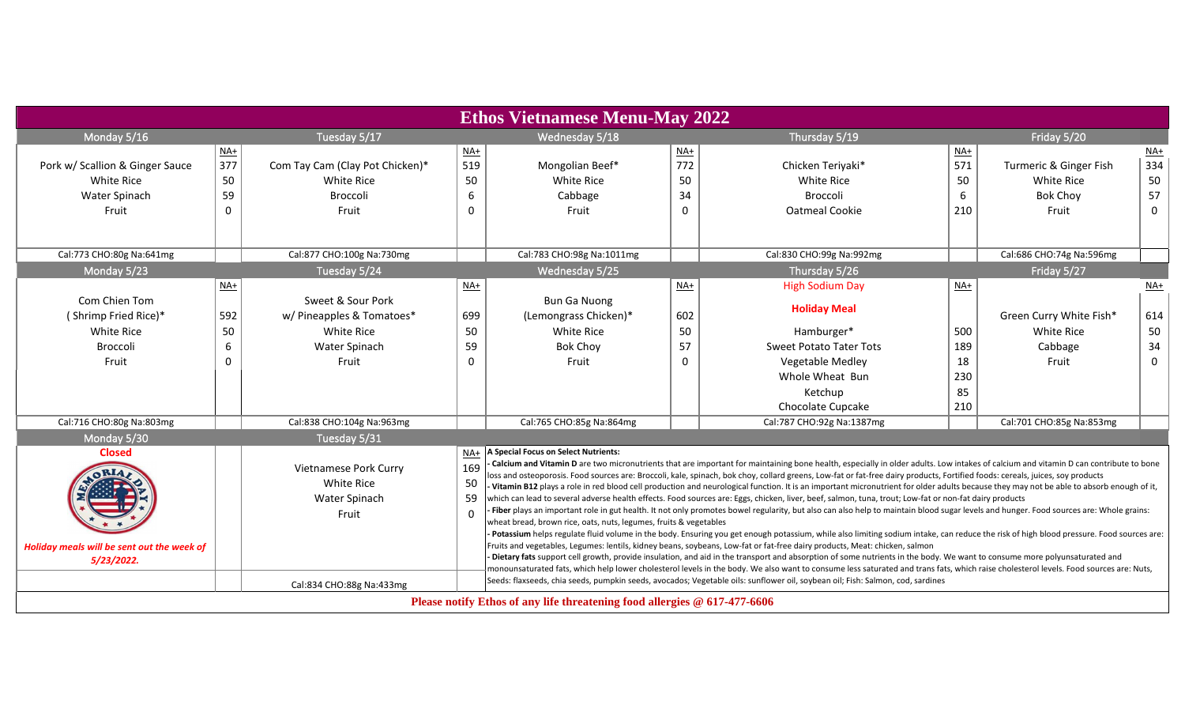# Ethos Vietnamese Menu-May 2022

| Monday 5/16 | NA+ | Tuesday 5/17 | NA+ | Wednesday 5/18 | NA+ | Thursday 5/19 | NA+ | Friday 5/20 | NA+ |
|---|---|---|---|---|---|---|---|---|---|
| Pork w/ Scallion & Ginger Sauce | 377 | Com Tay Cam (Clay Pot Chicken)* | 519 | Mongolian Beef* | 772 | Chicken Teriyaki* | 571 | Turmeric & Ginger Fish | 334 |
| White Rice | 50 | White Rice | 50 | White Rice | 50 | White Rice | 50 | White Rice | 50 |
| Water Spinach | 59 | Broccoli | 6 | Cabbage | 34 | Broccoli | 6 | Bok Choy | 57 |
| Fruit | 0 | Fruit | 0 | Fruit | 0 | Oatmeal Cookie | 210 | Fruit | 0 |
| Cal:773 CHO:80g Na:641mg | | Cal:877 CHO:100g Na:730mg | | Cal:783 CHO:98g Na:1011mg | | Cal:830 CHO:99g Na:992mg | | Cal:686 CHO:74g Na:596mg | |

| Monday 5/23 | NA+ | Tuesday 5/24 | NA+ | Wednesday 5/25 | NA+ | Thursday 5/26 | NA+ | Friday 5/27 | NA+ |
|---|---|---|---|---|---|---|---|---|---|
| | | | | | | High Sodium Day | | | |
| Com Chien Tom ( Shrimp Fried Rice)* | 592 | Sweet & Sour Pork w/ Pineapples & Tomatoes* | 699 | Bun Ga Nuong (Lemongrass Chicken)* | 602 | **Holiday Meal** | | Green Curry White Fish* | 614 |
| White Rice | 50 | White Rice | 50 | White Rice | 50 | Hamburger* | 500 | White Rice | 50 |
| Broccoli | 6 | Water Spinach | 59 | Bok Choy | 57 | Sweet Potato Tater Tots | 189 | Cabbage | 34 |
| Fruit | 0 | Fruit | 0 | Fruit | 0 | Vegetable Medley | 18 | Fruit | 0 |
| | | | | | | Whole Wheat Bun | 230 | | |
| | | | | | | Ketchup | 85 | | |
| | | | | | | Chocolate Cupcake | 210 | | |
| Cal:716 CHO:80g Na:803mg | | Cal:838 CHO:104g Na:963mg | | Cal:765 CHO:85g Na:864mg | | Cal:787 CHO:92g Na:1387mg | | Cal:701 CHO:85g Na:853mg | |

| Monday 5/30 | | Tuesday 5/31 | NA+ |
|---|---|---|---|
| **Closed** | | Vietnamese Pork Curry | 169 |
| | | White Rice | 50 |
| | | Water Spinach | 59 |
| *Holiday meals will be sent out the week of 5/23/2022.* | | Fruit | 0 |
| | | Cal:834 CHO:88g Na:433mg | |

**A Special Focus on Select Nutrients:**

- **Calcium and Vitamin D** are two micronutrients that are important for maintaining bone health, especially in older adults. Low intakes of calcium and vitamin D can contribute to bone loss and osteoporosis. Food sources are: Broccoli, kale, spinach, bok choy, collard greens, Low-fat or fat-free dairy products, Fortified foods: cereals, juices, soy products
- **Vitamin B12** plays a role in red blood cell production and neurological function. It is an important micronutrient for older adults because they may not be able to absorb enough of it, which can lead to several adverse health effects. Food sources are: Eggs, chicken, liver, beef, salmon, tuna, trout; Low-fat or non-fat dairy products
- **Fiber** plays an important role in gut health. It not only promotes bowel regularity, but also can also help to maintain blood sugar levels and hunger. Food sources are: Whole grains: wheat bread, brown rice, oats, nuts, legumes, fruits & vegetables
- **Potassium** helps regulate fluid volume in the body. Ensuring you get enough potassium, while also limiting sodium intake, can reduce the risk of high blood pressure. Food sources are: Fruits and vegetables, Legumes: lentils, kidney beans, soybeans, Low-fat or fat-free dairy products, Meat: chicken, salmon
- **Dietary fats** support cell growth, provide insulation, and aid in the transport and absorption of some nutrients in the body. We want to consume more polyunsaturated and monounsaturated fats, which help lower cholesterol levels in the body. We also want to consume less saturated and trans fats, which raise cholesterol levels. Food sources are: Nuts, Seeds: flaxseeds, chia seeds, pumpkin seeds, avocados; Vegetable oils: sunflower oil, soybean oil; Fish: Salmon, cod, sardines

**Please notify Ethos of any life threatening food allergies @ 617-477-6606**